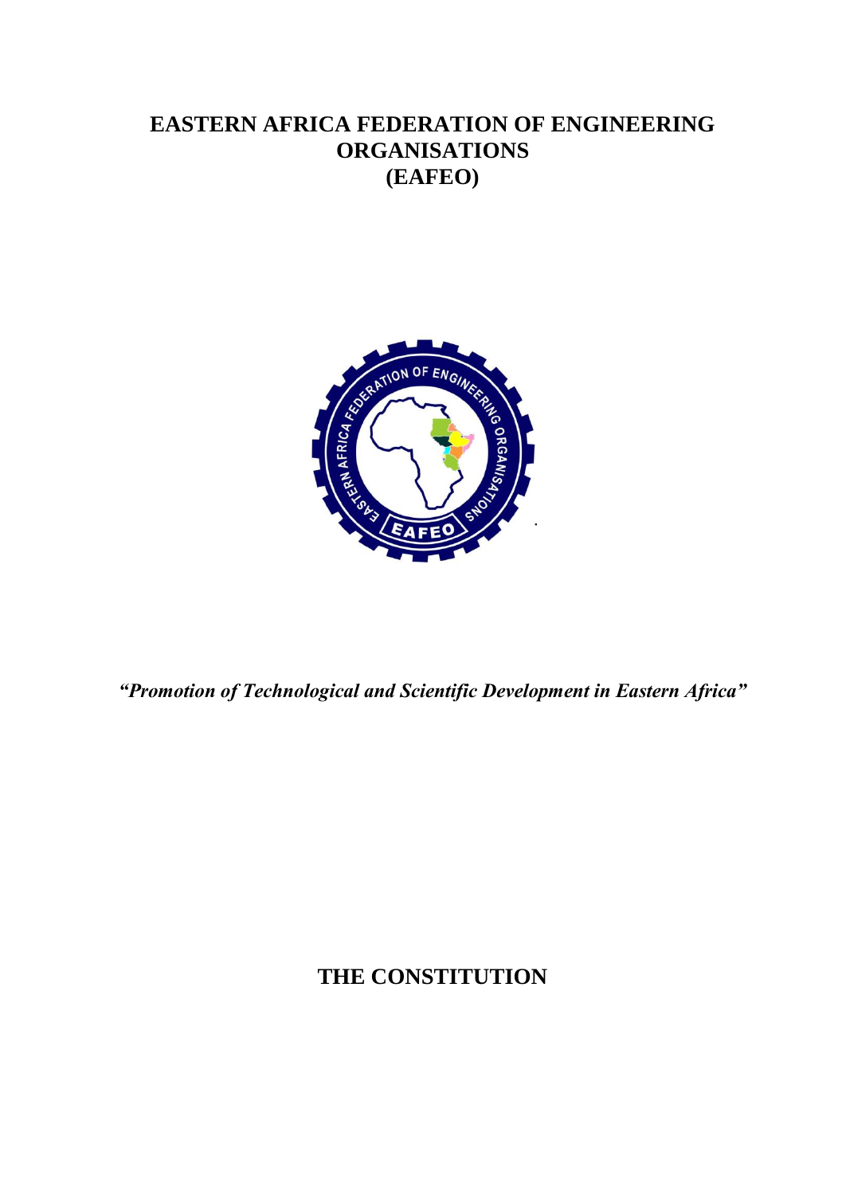# EASTERN AFRICA FEDERATION OF ENGINEERING ORGANISATIONS (EAFEO)

***"Promotion of Technological and Scientific Development in Eastern Africa"***

## THE CONSTITUTION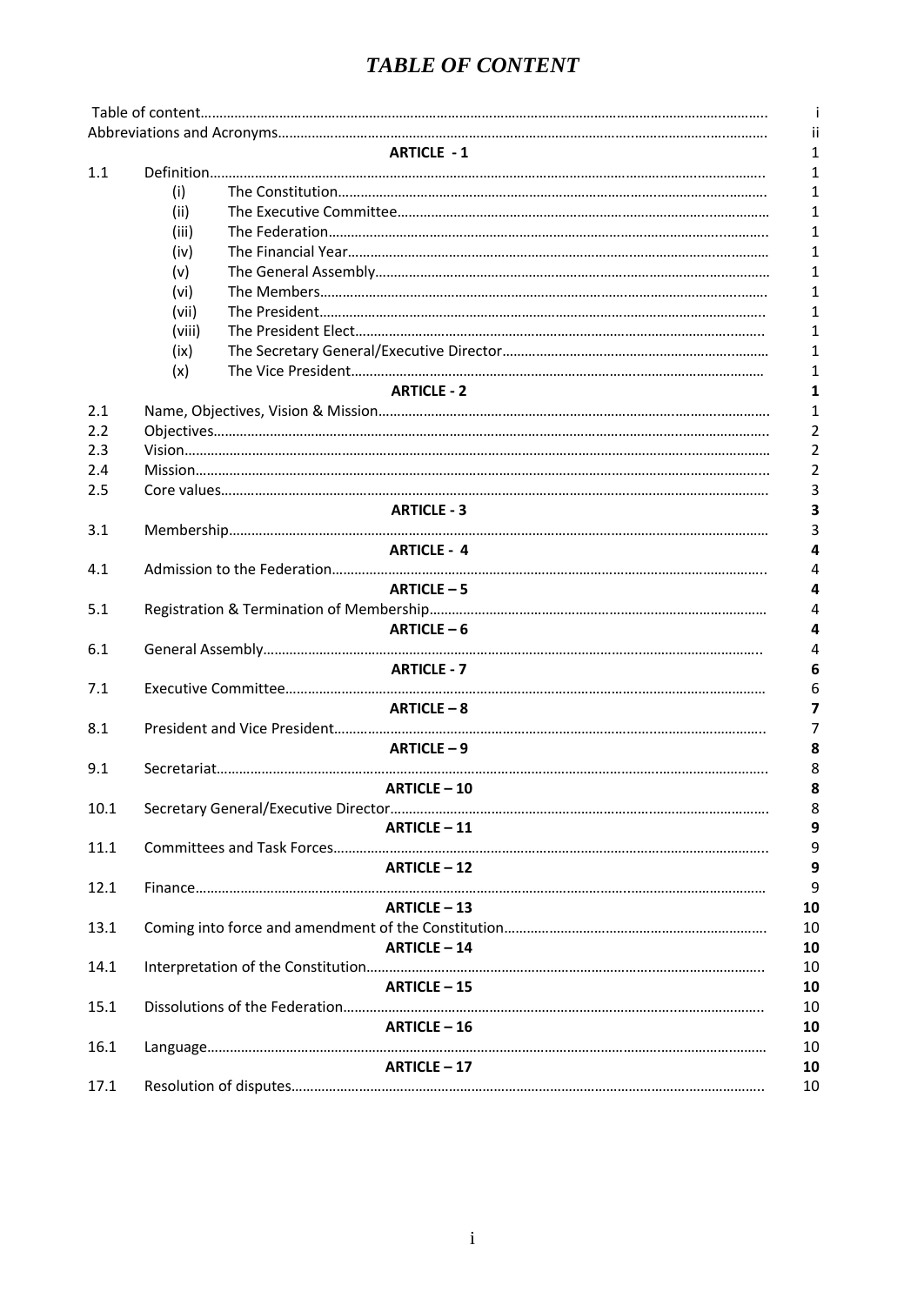# *TABLE OF CONTENT*

| | | | |
|---|---|---|---|
| Table of content | | | i |
| Abbreviations and Acronyms | | | ii |
| | | **ARTICLE - 1** | 1 |
| 1.1 | Definition | | 1 |
| | (i) | The Constitution | 1 |
| | (ii) | The Executive Committee | 1 |
| | (iii) | The Federation | 1 |
| | (iv) | The Financial Year | 1 |
| | (v) | The General Assembly | 1 |
| | (vi) | The Members | 1 |
| | (vii) | The President | 1 |
| | (viii) | The President Elect | 1 |
| | (ix) | The Secretary General/Executive Director | 1 |
| | (x) | The Vice President | 1 |
| | | **ARTICLE - 2** | **1** |
| 2.1 | Name, Objectives, Vision & Mission | | 1 |
| 2.2 | Objectives | | 2 |
| 2.3 | Vision | | 2 |
| 2.4 | Mission | | 2 |
| 2.5 | Core values | | 3 |
| | | **ARTICLE - 3** | **3** |
| 3.1 | Membership | | 3 |
| | | **ARTICLE - 4** | **4** |
| 4.1 | Admission to the Federation | | 4 |
| | | **ARTICLE – 5** | **4** |
| 5.1 | Registration & Termination of Membership | | 4 |
| | | **ARTICLE – 6** | **4** |
| 6.1 | General Assembly | | 4 |
| | | **ARTICLE - 7** | **6** |
| 7.1 | Executive Committee | | 6 |
| | | **ARTICLE – 8** | **7** |
| 8.1 | President and Vice President | | 7 |
| | | **ARTICLE – 9** | **8** |
| 9.1 | Secretariat | | 8 |
| | | **ARTICLE – 10** | **8** |
| 10.1 | Secretary General/Executive Director | | 8 |
| | | **ARTICLE – 11** | **9** |
| 11.1 | Committees and Task Forces | | 9 |
| | | **ARTICLE – 12** | **9** |
| 12.1 | Finance | | 9 |
| | | **ARTICLE – 13** | **10** |
| 13.1 | Coming into force and amendment of the Constitution | | 10 |
| | | **ARTICLE – 14** | **10** |
| 14.1 | Interpretation of the Constitution | | 10 |
| | | **ARTICLE – 15** | **10** |
| 15.1 | Dissolutions of the Federation | | 10 |
| | | **ARTICLE – 16** | **10** |
| 16.1 | Language | | 10 |
| | | **ARTICLE – 17** | **10** |
| 17.1 | Resolution of disputes | | 10 |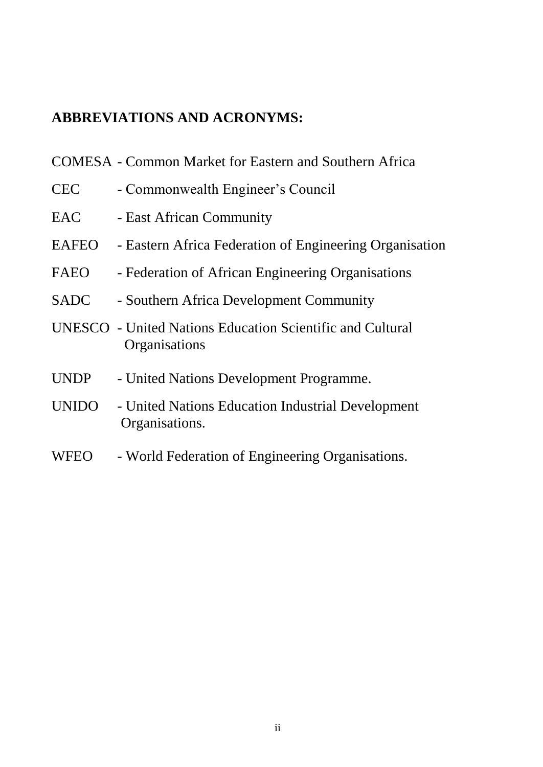## ABBREVIATIONS AND ACRONYMS:

COMESA - Common Market for Eastern and Southern Africa

CEC - Commonwealth Engineer's Council

EAC - East African Community

EAFEO - Eastern Africa Federation of Engineering Organisation

FAEO - Federation of African Engineering Organisations

SADC - Southern Africa Development Community

UNESCO - United Nations Education Scientific and Cultural Organisations

UNDP - United Nations Development Programme.

UNIDO - United Nations Education Industrial Development Organisations.

WFEO - World Federation of Engineering Organisations.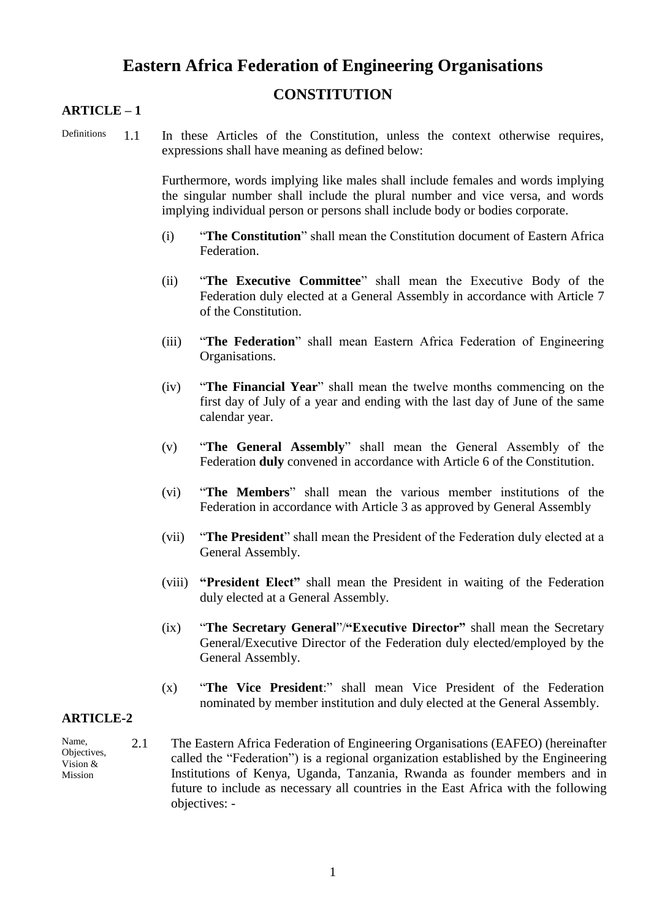# Eastern Africa Federation of Engineering Organisations

## CONSTITUTION

### ARTICLE – 1

Definitions

1.1 In these Articles of the Constitution, unless the context otherwise requires, expressions shall have meaning as defined below:

Furthermore, words implying like males shall include females and words implying the singular number shall include the plural number and vice versa, and words implying individual person or persons shall include body or bodies corporate.

(i) "**The Constitution**" shall mean the Constitution document of Eastern Africa Federation.

(ii) "**The Executive Committee**" shall mean the Executive Body of the Federation duly elected at a General Assembly in accordance with Article 7 of the Constitution.

(iii) "**The Federation**" shall mean Eastern Africa Federation of Engineering Organisations.

(iv) "**The Financial Year**" shall mean the twelve months commencing on the first day of July of a year and ending with the last day of June of the same calendar year.

(v) "**The General Assembly**" shall mean the General Assembly of the Federation **duly** convened in accordance with Article 6 of the Constitution.

(vi) "**The Members**" shall mean the various member institutions of the Federation in accordance with Article 3 as approved by General Assembly

(vii) "**The President**" shall mean the President of the Federation duly elected at a General Assembly.

(viii) **"President Elect"** shall mean the President in waiting of the Federation duly elected at a General Assembly.

(ix) "**The Secretary General**"/**"Executive Director"** shall mean the Secretary General/Executive Director of the Federation duly elected/employed by the General Assembly.

(x) "**The Vice President**:" shall mean Vice President of the Federation nominated by member institution and duly elected at the General Assembly.

### ARTICLE-2

Name, Objectives, Vision & Mission

2.1 The Eastern Africa Federation of Engineering Organisations (EAFEO) (hereinafter called the "Federation") is a regional organization established by the Engineering Institutions of Kenya, Uganda, Tanzania, Rwanda as founder members and in future to include as necessary all countries in the East Africa with the following objectives: -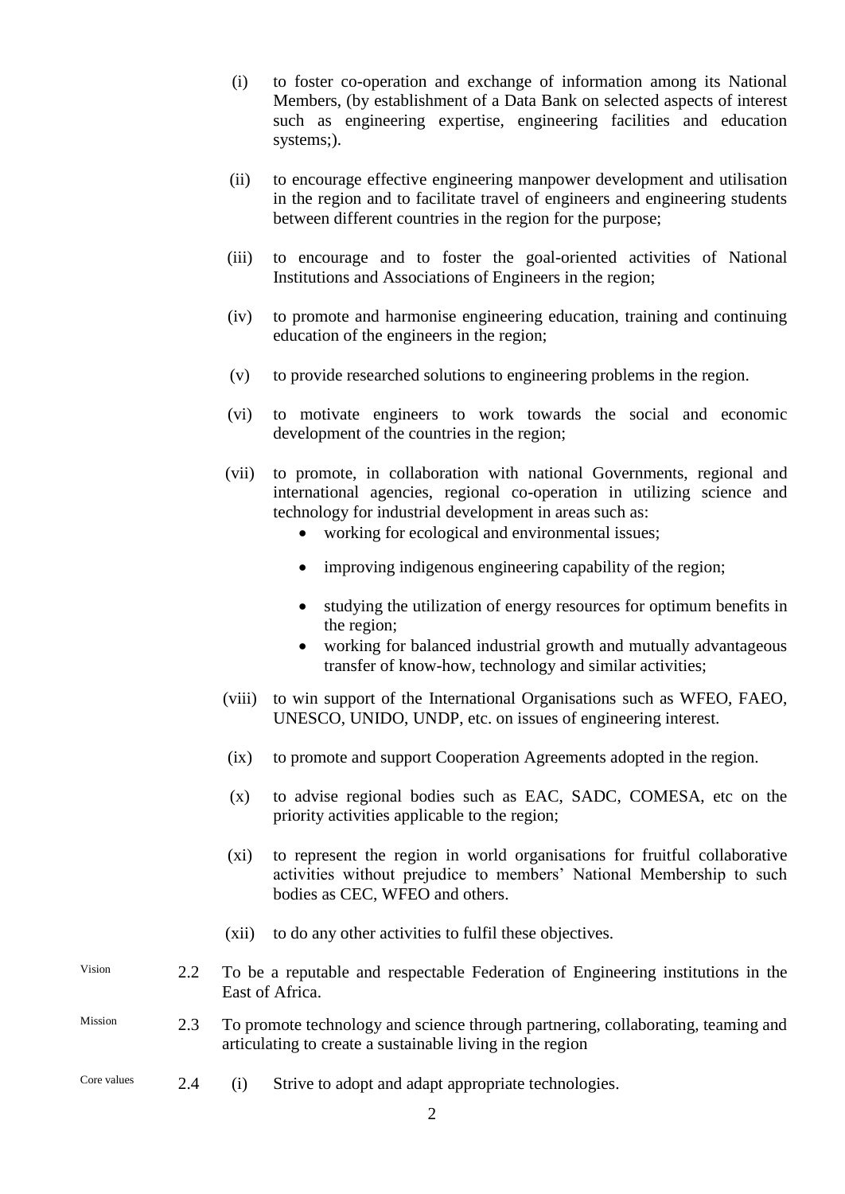(i) to foster co-operation and exchange of information among its National Members, (by establishment of a Data Bank on selected aspects of interest such as engineering expertise, engineering facilities and education systems;).

(ii) to encourage effective engineering manpower development and utilisation in the region and to facilitate travel of engineers and engineering students between different countries in the region for the purpose;

(iii) to encourage and to foster the goal-oriented activities of National Institutions and Associations of Engineers in the region;

(iv) to promote and harmonise engineering education, training and continuing education of the engineers in the region;

(v) to provide researched solutions to engineering problems in the region.

(vi) to motivate engineers to work towards the social and economic development of the countries in the region;

(vii) to promote, in collaboration with national Governments, regional and international agencies, regional co-operation in utilizing science and technology for industrial development in areas such as:

- working for ecological and environmental issues;
- improving indigenous engineering capability of the region;
- studying the utilization of energy resources for optimum benefits in the region;
- working for balanced industrial growth and mutually advantageous transfer of know-how, technology and similar activities;

(viii) to win support of the International Organisations such as WFEO, FAEO, UNESCO, UNIDO, UNDP, etc. on issues of engineering interest.

(ix) to promote and support Cooperation Agreements adopted in the region.

(x) to advise regional bodies such as EAC, SADC, COMESA, etc on the priority activities applicable to the region;

(xi) to represent the region in world organisations for fruitful collaborative activities without prejudice to members' National Membership to such bodies as CEC, WFEO and others.

(xii) to do any other activities to fulfil these objectives.

Vision

2.2 To be a reputable and respectable Federation of Engineering institutions in the East of Africa.

Mission

2.3 To promote technology and science through partnering, collaborating, teaming and articulating to create a sustainable living in the region

Core values

2.4 (i) Strive to adopt and adapt appropriate technologies.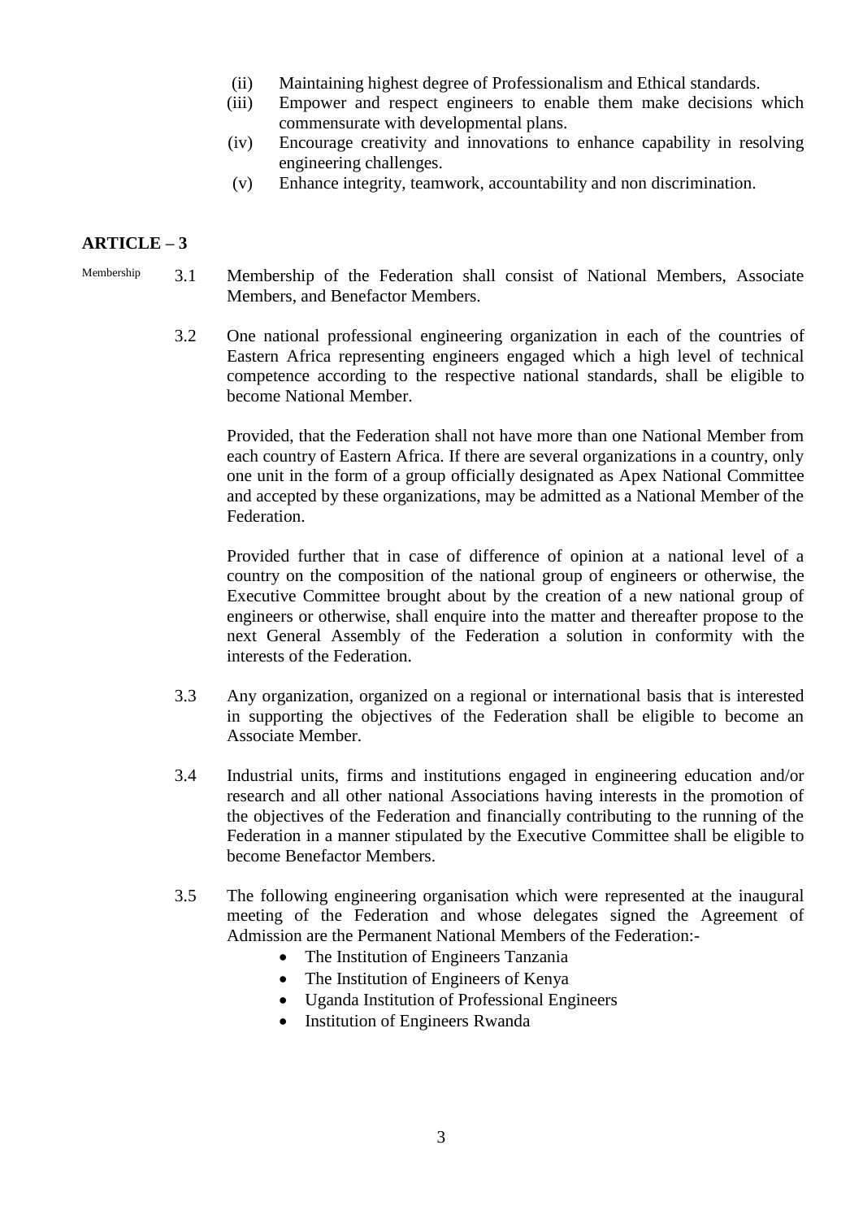(ii) Maintaining highest degree of Professionalism and Ethical standards.
(iii) Empower and respect engineers to enable them make decisions which commensurate with developmental plans.
(iv) Encourage creativity and innovations to enhance capability in resolving engineering challenges.
(v) Enhance integrity, teamwork, accountability and non discrimination.

**ARTICLE – 3**

Membership

3.1 Membership of the Federation shall consist of National Members, Associate Members, and Benefactor Members.

3.2 One national professional engineering organization in each of the countries of Eastern Africa representing engineers engaged which a high level of technical competence according to the respective national standards, shall be eligible to become National Member.

Provided, that the Federation shall not have more than one National Member from each country of Eastern Africa. If there are several organizations in a country, only one unit in the form of a group officially designated as Apex National Committee and accepted by these organizations, may be admitted as a National Member of the Federation.

Provided further that in case of difference of opinion at a national level of a country on the composition of the national group of engineers or otherwise, the Executive Committee brought about by the creation of a new national group of engineers or otherwise, shall enquire into the matter and thereafter propose to the next General Assembly of the Federation a solution in conformity with the interests of the Federation.

3.3 Any organization, organized on a regional or international basis that is interested in supporting the objectives of the Federation shall be eligible to become an Associate Member.

3.4 Industrial units, firms and institutions engaged in engineering education and/or research and all other national Associations having interests in the promotion of the objectives of the Federation and financially contributing to the running of the Federation in a manner stipulated by the Executive Committee shall be eligible to become Benefactor Members.

3.5 The following engineering organisation which were represented at the inaugural meeting of the Federation and whose delegates signed the Agreement of Admission are the Permanent National Members of the Federation:-

- The Institution of Engineers Tanzania
- The Institution of Engineers of Kenya
- Uganda Institution of Professional Engineers
- Institution of Engineers Rwanda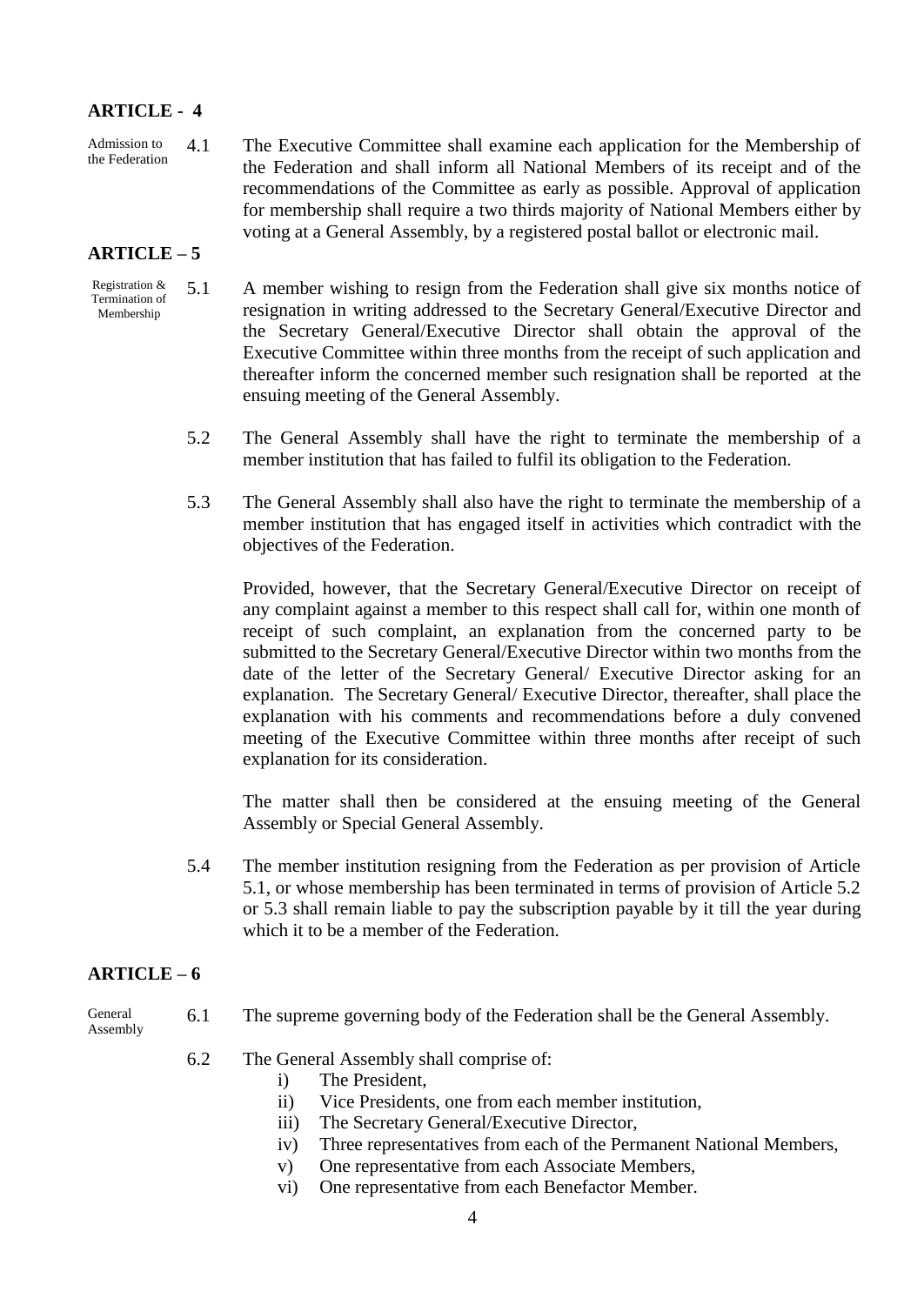## ARTICLE - 4

Admission to the Federation

4.1 The Executive Committee shall examine each application for the Membership of the Federation and shall inform all National Members of its receipt and of the recommendations of the Committee as early as possible. Approval of application for membership shall require a two thirds majority of National Members either by voting at a General Assembly, by a registered postal ballot or electronic mail.

## ARTICLE – 5

Registration & Termination of Membership

5.1 A member wishing to resign from the Federation shall give six months notice of resignation in writing addressed to the Secretary General/Executive Director and the Secretary General/Executive Director shall obtain the approval of the Executive Committee within three months from the receipt of such application and thereafter inform the concerned member such resignation shall be reported at the ensuing meeting of the General Assembly.

5.2 The General Assembly shall have the right to terminate the membership of a member institution that has failed to fulfil its obligation to the Federation.

5.3 The General Assembly shall also have the right to terminate the membership of a member institution that has engaged itself in activities which contradict with the objectives of the Federation.

Provided, however, that the Secretary General/Executive Director on receipt of any complaint against a member to this respect shall call for, within one month of receipt of such complaint, an explanation from the concerned party to be submitted to the Secretary General/Executive Director within two months from the date of the letter of the Secretary General/ Executive Director asking for an explanation. The Secretary General/ Executive Director, thereafter, shall place the explanation with his comments and recommendations before a duly convened meeting of the Executive Committee within three months after receipt of such explanation for its consideration.

The matter shall then be considered at the ensuing meeting of the General Assembly or Special General Assembly.

5.4 The member institution resigning from the Federation as per provision of Article 5.1, or whose membership has been terminated in terms of provision of Article 5.2 or 5.3 shall remain liable to pay the subscription payable by it till the year during which it to be a member of the Federation.

## ARTICLE – 6

General Assembly

6.1 The supreme governing body of the Federation shall be the General Assembly.

6.2 The General Assembly shall comprise of:

i) The President,
ii) Vice Presidents, one from each member institution,
iii) The Secretary General/Executive Director,
iv) Three representatives from each of the Permanent National Members,
v) One representative from each Associate Members,
vi) One representative from each Benefactor Member.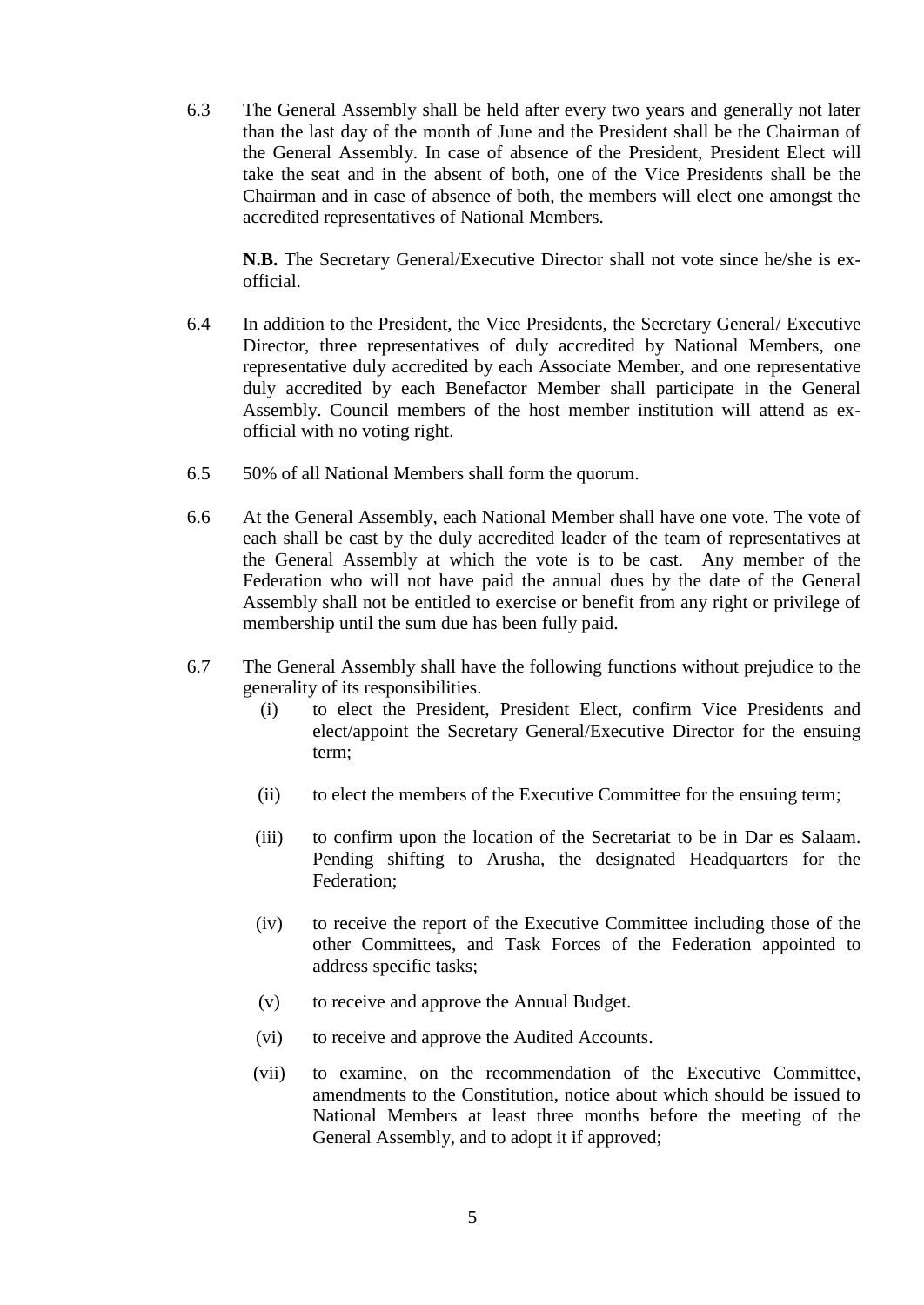6.3 The General Assembly shall be held after every two years and generally not later than the last day of the month of June and the President shall be the Chairman of the General Assembly. In case of absence of the President, President Elect will take the seat and in the absent of both, one of the Vice Presidents shall be the Chairman and in case of absence of both, the members will elect one amongst the accredited representatives of National Members.

**N.B.** The Secretary General/Executive Director shall not vote since he/she is ex-official.

6.4 In addition to the President, the Vice Presidents, the Secretary General/ Executive Director, three representatives of duly accredited by National Members, one representative duly accredited by each Associate Member, and one representative duly accredited by each Benefactor Member shall participate in the General Assembly. Council members of the host member institution will attend as ex-official with no voting right.

6.5 50% of all National Members shall form the quorum.

6.6 At the General Assembly, each National Member shall have one vote. The vote of each shall be cast by the duly accredited leader of the team of representatives at the General Assembly at which the vote is to be cast. Any member of the Federation who will not have paid the annual dues by the date of the General Assembly shall not be entitled to exercise or benefit from any right or privilege of membership until the sum due has been fully paid.

6.7 The General Assembly shall have the following functions without prejudice to the generality of its responsibilities.

(i) to elect the President, President Elect, confirm Vice Presidents and elect/appoint the Secretary General/Executive Director for the ensuing term;

(ii) to elect the members of the Executive Committee for the ensuing term;

(iii) to confirm upon the location of the Secretariat to be in Dar es Salaam. Pending shifting to Arusha, the designated Headquarters for the Federation;

(iv) to receive the report of the Executive Committee including those of the other Committees, and Task Forces of the Federation appointed to address specific tasks;

(v) to receive and approve the Annual Budget.

(vi) to receive and approve the Audited Accounts.

(vii) to examine, on the recommendation of the Executive Committee, amendments to the Constitution, notice about which should be issued to National Members at least three months before the meeting of the General Assembly, and to adopt it if approved;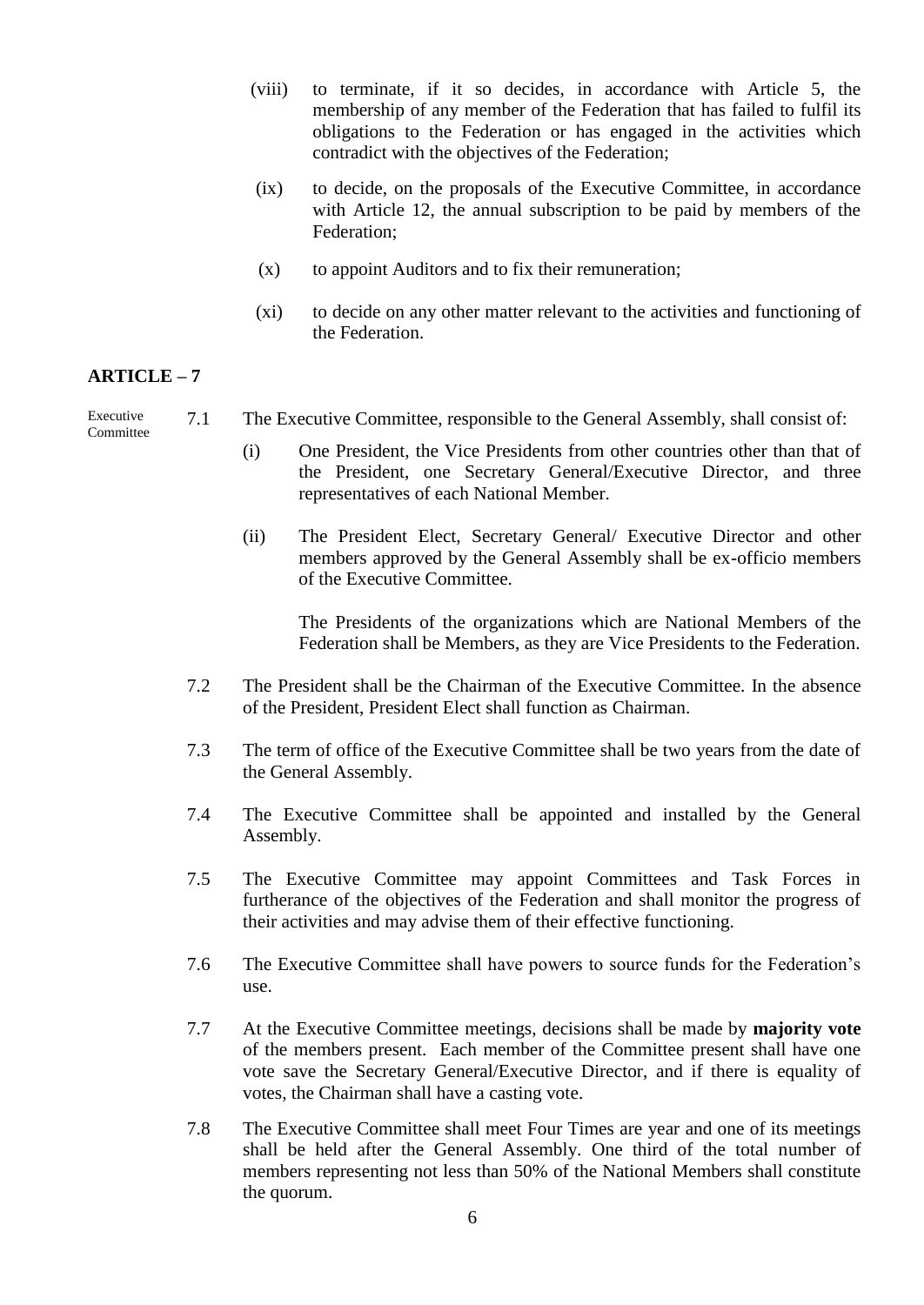(viii) to terminate, if it so decides, in accordance with Article 5, the membership of any member of the Federation that has failed to fulfil its obligations to the Federation or has engaged in the activities which contradict with the objectives of the Federation;

(ix) to decide, on the proposals of the Executive Committee, in accordance with Article 12, the annual subscription to be paid by members of the Federation;

(x) to appoint Auditors and to fix their remuneration;

(xi) to decide on any other matter relevant to the activities and functioning of the Federation.

**ARTICLE – 7**

Executive Committee

7.1 The Executive Committee, responsible to the General Assembly, shall consist of:

(i) One President, the Vice Presidents from other countries other than that of the President, one Secretary General/Executive Director, and three representatives of each National Member.

(ii) The President Elect, Secretary General/ Executive Director and other members approved by the General Assembly shall be ex-officio members of the Executive Committee.

The Presidents of the organizations which are National Members of the Federation shall be Members, as they are Vice Presidents to the Federation.

7.2 The President shall be the Chairman of the Executive Committee. In the absence of the President, President Elect shall function as Chairman.

7.3 The term of office of the Executive Committee shall be two years from the date of the General Assembly.

7.4 The Executive Committee shall be appointed and installed by the General Assembly.

7.5 The Executive Committee may appoint Committees and Task Forces in furtherance of the objectives of the Federation and shall monitor the progress of their activities and may advise them of their effective functioning.

7.6 The Executive Committee shall have powers to source funds for the Federation's use.

7.7 At the Executive Committee meetings, decisions shall be made by **majority vote** of the members present. Each member of the Committee present shall have one vote save the Secretary General/Executive Director, and if there is equality of votes, the Chairman shall have a casting vote.

7.8 The Executive Committee shall meet Four Times are year and one of its meetings shall be held after the General Assembly. One third of the total number of members representing not less than 50% of the National Members shall constitute the quorum.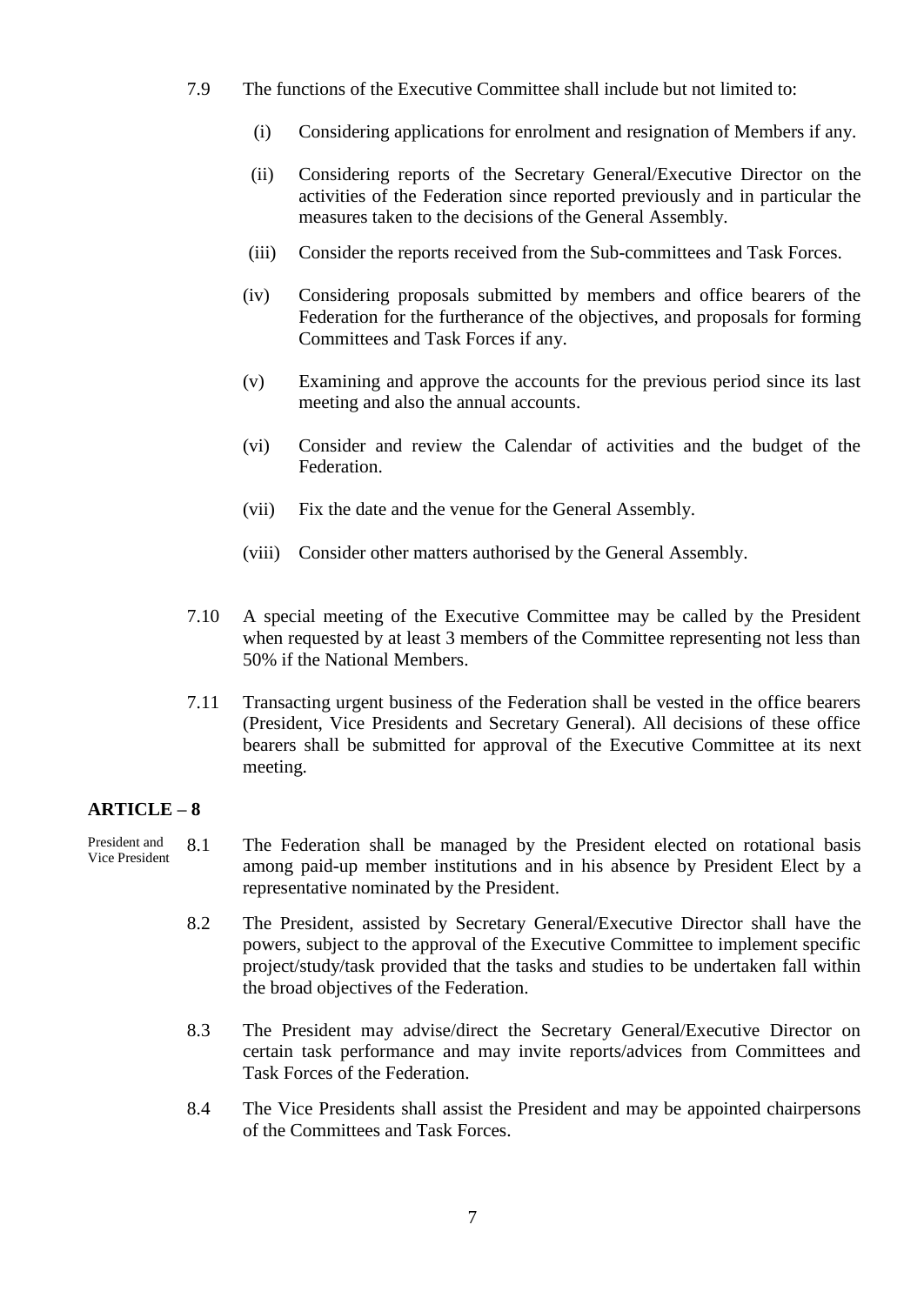7.9 The functions of the Executive Committee shall include but not limited to:

(i) Considering applications for enrolment and resignation of Members if any.

(ii) Considering reports of the Secretary General/Executive Director on the activities of the Federation since reported previously and in particular the measures taken to the decisions of the General Assembly.

(iii) Consider the reports received from the Sub-committees and Task Forces.

(iv) Considering proposals submitted by members and office bearers of the Federation for the furtherance of the objectives, and proposals for forming Committees and Task Forces if any.

(v) Examining and approve the accounts for the previous period since its last meeting and also the annual accounts.

(vi) Consider and review the Calendar of activities and the budget of the Federation.

(vii) Fix the date and the venue for the General Assembly.

(viii) Consider other matters authorised by the General Assembly.

7.10 A special meeting of the Executive Committee may be called by the President when requested by at least 3 members of the Committee representing not less than 50% if the National Members.

7.11 Transacting urgent business of the Federation shall be vested in the office bearers (President, Vice Presidents and Secretary General). All decisions of these office bearers shall be submitted for approval of the Executive Committee at its next meeting.

## ARTICLE – 8

*President and Vice President*

8.1 The Federation shall be managed by the President elected on rotational basis among paid-up member institutions and in his absence by President Elect by a representative nominated by the President.

8.2 The President, assisted by Secretary General/Executive Director shall have the powers, subject to the approval of the Executive Committee to implement specific project/study/task provided that the tasks and studies to be undertaken fall within the broad objectives of the Federation.

8.3 The President may advise/direct the Secretary General/Executive Director on certain task performance and may invite reports/advices from Committees and Task Forces of the Federation.

8.4 The Vice Presidents shall assist the President and may be appointed chairpersons of the Committees and Task Forces.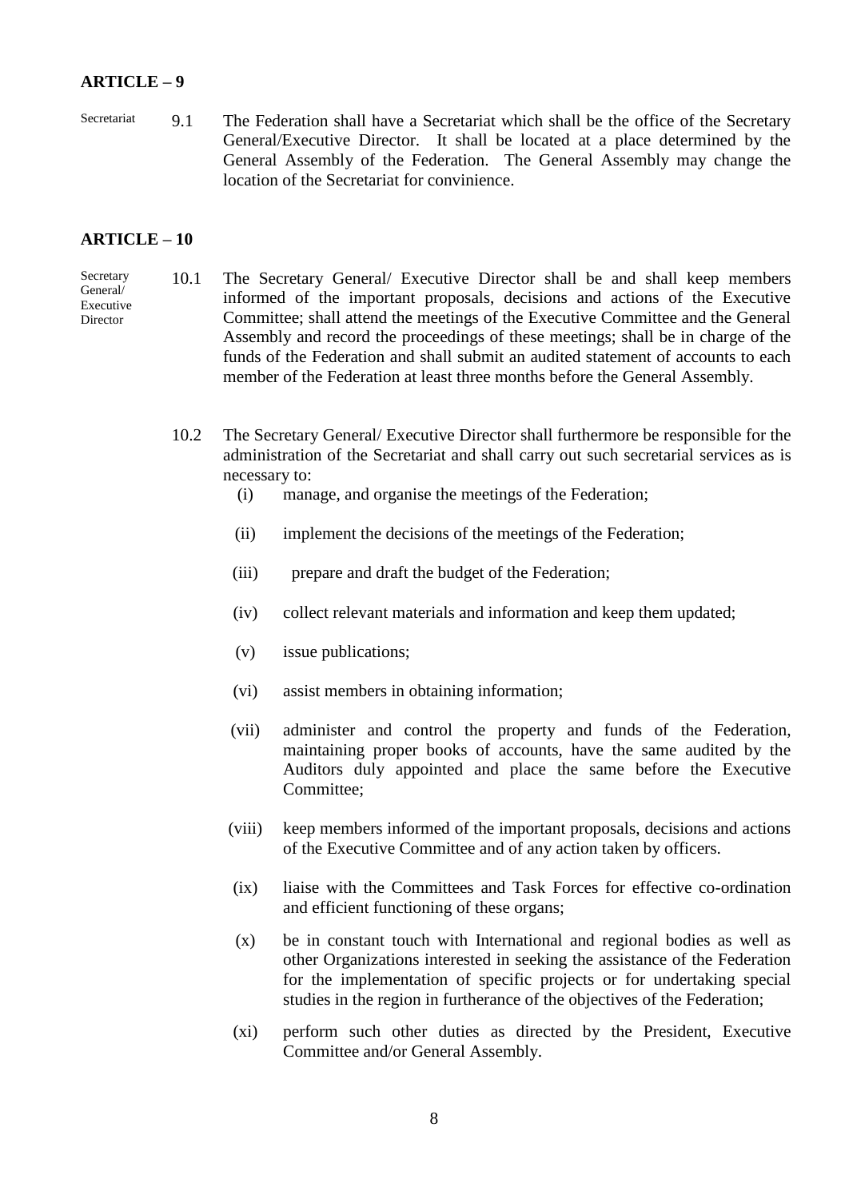## ARTICLE – 9

Secretariat

9.1 The Federation shall have a Secretariat which shall be the office of the Secretary General/Executive Director. It shall be located at a place determined by the General Assembly of the Federation. The General Assembly may change the location of the Secretariat for convinience.

## ARTICLE – 10

Secretary General/ Executive Director

10.1 The Secretary General/ Executive Director shall be and shall keep members informed of the important proposals, decisions and actions of the Executive Committee; shall attend the meetings of the Executive Committee and the General Assembly and record the proceedings of these meetings; shall be in charge of the funds of the Federation and shall submit an audited statement of accounts to each member of the Federation at least three months before the General Assembly.

10.2 The Secretary General/ Executive Director shall furthermore be responsible for the administration of the Secretariat and shall carry out such secretarial services as is necessary to:

- (i) manage, and organise the meetings of the Federation;
- (ii) implement the decisions of the meetings of the Federation;
- (iii) prepare and draft the budget of the Federation;
- (iv) collect relevant materials and information and keep them updated;
- (v) issue publications;
- (vi) assist members in obtaining information;
- (vii) administer and control the property and funds of the Federation, maintaining proper books of accounts, have the same audited by the Auditors duly appointed and place the same before the Executive Committee;
- (viii) keep members informed of the important proposals, decisions and actions of the Executive Committee and of any action taken by officers.
- (ix) liaise with the Committees and Task Forces for effective co-ordination and efficient functioning of these organs;
- (x) be in constant touch with International and regional bodies as well as other Organizations interested in seeking the assistance of the Federation for the implementation of specific projects or for undertaking special studies in the region in furtherance of the objectives of the Federation;
- (xi) perform such other duties as directed by the President, Executive Committee and/or General Assembly.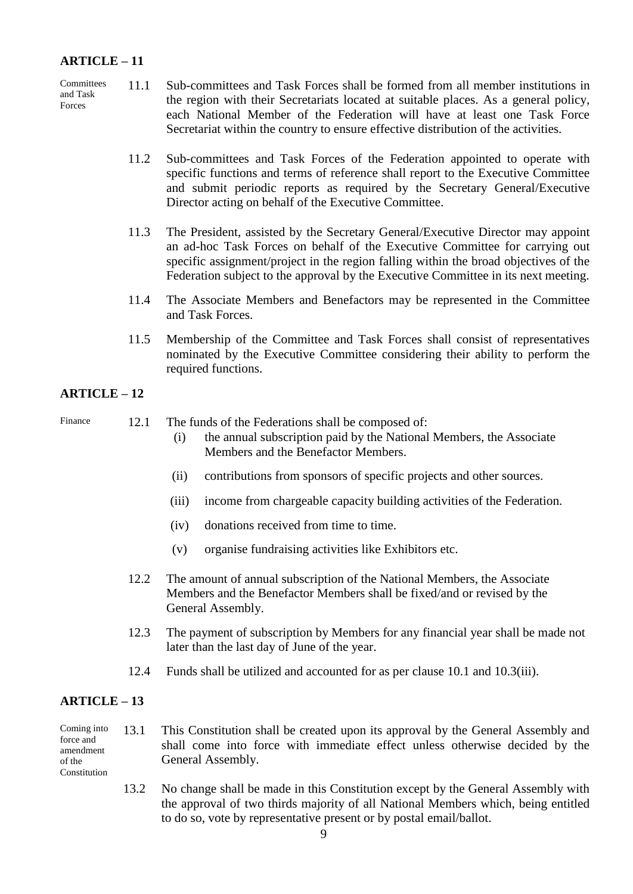## ARTICLE – 11

Committees and Task Forces

11.1 Sub-committees and Task Forces shall be formed from all member institutions in the region with their Secretariats located at suitable places. As a general policy, each National Member of the Federation will have at least one Task Force Secretariat within the country to ensure effective distribution of the activities.

11.2 Sub-committees and Task Forces of the Federation appointed to operate with specific functions and terms of reference shall report to the Executive Committee and submit periodic reports as required by the Secretary General/Executive Director acting on behalf of the Executive Committee.

11.3 The President, assisted by the Secretary General/Executive Director may appoint an ad-hoc Task Forces on behalf of the Executive Committee for carrying out specific assignment/project in the region falling within the broad objectives of the Federation subject to the approval by the Executive Committee in its next meeting.

11.4 The Associate Members and Benefactors may be represented in the Committee and Task Forces.

11.5 Membership of the Committee and Task Forces shall consist of representatives nominated by the Executive Committee considering their ability to perform the required functions.

## ARTICLE – 12

Finance

12.1 The funds of the Federations shall be composed of:

(i) the annual subscription paid by the National Members, the Associate Members and the Benefactor Members.

(ii) contributions from sponsors of specific projects and other sources.

(iii) income from chargeable capacity building activities of the Federation.

(iv) donations received from time to time.

(v) organise fundraising activities like Exhibitors etc.

12.2 The amount of annual subscription of the National Members, the Associate Members and the Benefactor Members shall be fixed/and or revised by the General Assembly.

12.3 The payment of subscription by Members for any financial year shall be made not later than the last day of June of the year.

12.4 Funds shall be utilized and accounted for as per clause 10.1 and 10.3(iii).

## ARTICLE – 13

Coming into force and amendment of the Constitution

13.1 This Constitution shall be created upon its approval by the General Assembly and shall come into force with immediate effect unless otherwise decided by the General Assembly.

13.2 No change shall be made in this Constitution except by the General Assembly with the approval of two thirds majority of all National Members which, being entitled to do so, vote by representative present or by postal email/ballot.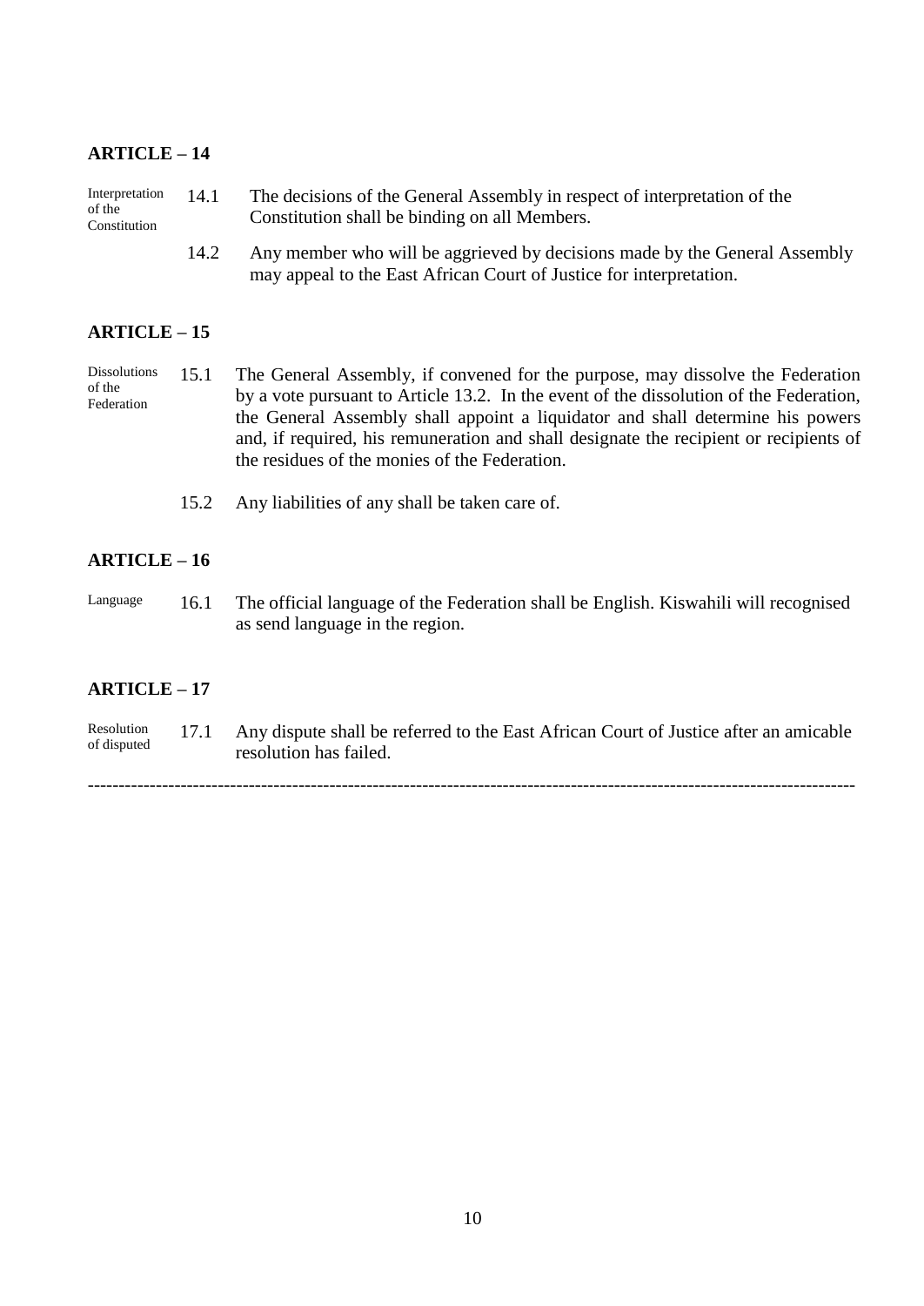**ARTICLE – 14**

Interpretation of the Constitution

14.1 The decisions of the General Assembly in respect of interpretation of the Constitution shall be binding on all Members.

14.2 Any member who will be aggrieved by decisions made by the General Assembly may appeal to the East African Court of Justice for interpretation.

**ARTICLE – 15**

Dissolutions of the Federation

15.1 The General Assembly, if convened for the purpose, may dissolve the Federation by a vote pursuant to Article 13.2. In the event of the dissolution of the Federation, the General Assembly shall appoint a liquidator and shall determine his powers and, if required, his remuneration and shall designate the recipient or recipients of the residues of the monies of the Federation.

15.2 Any liabilities of any shall be taken care of.

**ARTICLE – 16**

Language

16.1 The official language of the Federation shall be English. Kiswahili will recognised as send language in the region.

**ARTICLE – 17**

Resolution of disputed

17.1 Any dispute shall be referred to the East African Court of Justice after an amicable resolution has failed.

---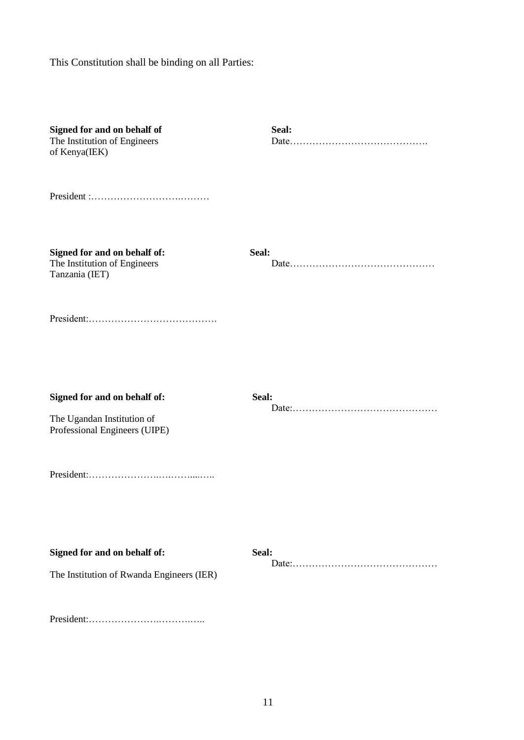This Constitution shall be binding on all Parties:

**Signed for and on behalf of**
The Institution of Engineers
of Kenya(IEK)

**Seal:**
Date…………………………………….

President :……………………….………

**Signed for and on behalf of:**
The Institution of Engineers
Tanzania (IET)

**Seal:**
Date………………………………………

President:………………………………….

**Signed for and on behalf of:**

The Ugandan Institution of
Professional Engineers (UIPE)

**Seal:**
Date:………………………………………

President:………………….……….....…..

**Signed for and on behalf of:**

The Institution of Rwanda Engineers (IER)

**Seal:**
Date:………………………………………

President:………………….……….…..